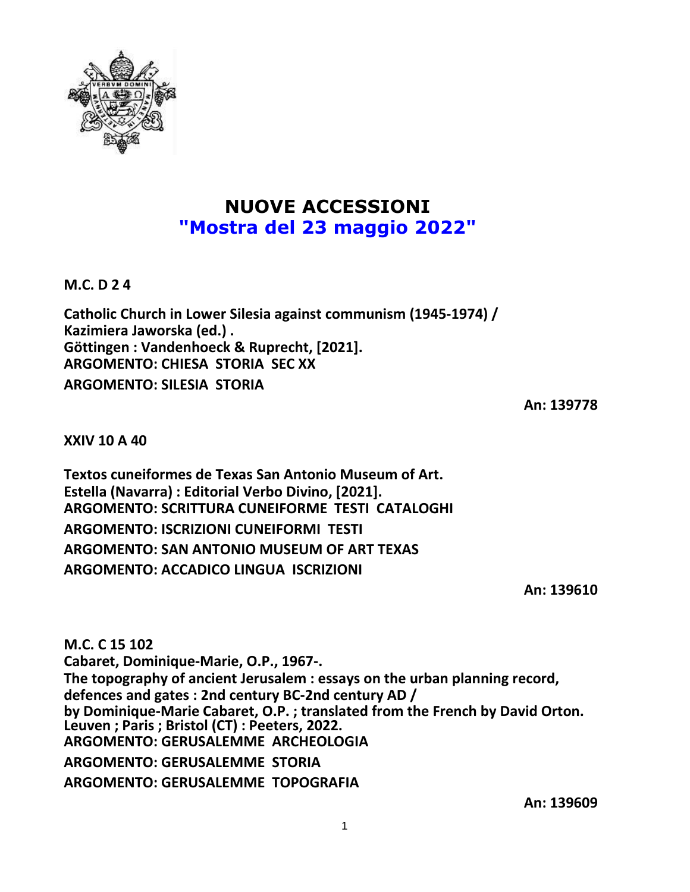# NUOVE ACCESSIONI
## "Mostra del 23 maggio 2022"

**M.C. D 2 4**

**Catholic Church in Lower Silesia against communism (1945-1974) /**
**Kazimiera Jaworska (ed.) .**
**Göttingen : Vandenhoeck & Ruprecht, [2021].**
**ARGOMENTO: CHIESA STORIA SEC XX**
**ARGOMENTO: SILESIA STORIA**

**An: 139778**

**XXIV 10 A 40**

**Textos cuneiformes de Texas San Antonio Museum of Art.**
**Estella (Navarra) : Editorial Verbo Divino, [2021].**
**ARGOMENTO: SCRITTURA CUNEIFORME TESTI CATALOGHI**
**ARGOMENTO: ISCRIZIONI CUNEIFORMI TESTI**
**ARGOMENTO: SAN ANTONIO MUSEUM OF ART TEXAS**
**ARGOMENTO: ACCADICO LINGUA ISCRIZIONI**

**An: 139610**

**M.C. C 15 102**
**Cabaret, Dominique-Marie, O.P., 1967-.**
**The topography of ancient Jerusalem : essays on the urban planning record, defences and gates : 2nd century BC-2nd century AD /**
**by Dominique-Marie Cabaret, O.P. ; translated from the French by David Orton.**
**Leuven ; Paris ; Bristol (CT) : Peeters, 2022.**
**ARGOMENTO: GERUSALEMME ARCHEOLOGIA**
**ARGOMENTO: GERUSALEMME STORIA**
**ARGOMENTO: GERUSALEMME TOPOGRAFIA**

**An: 139609**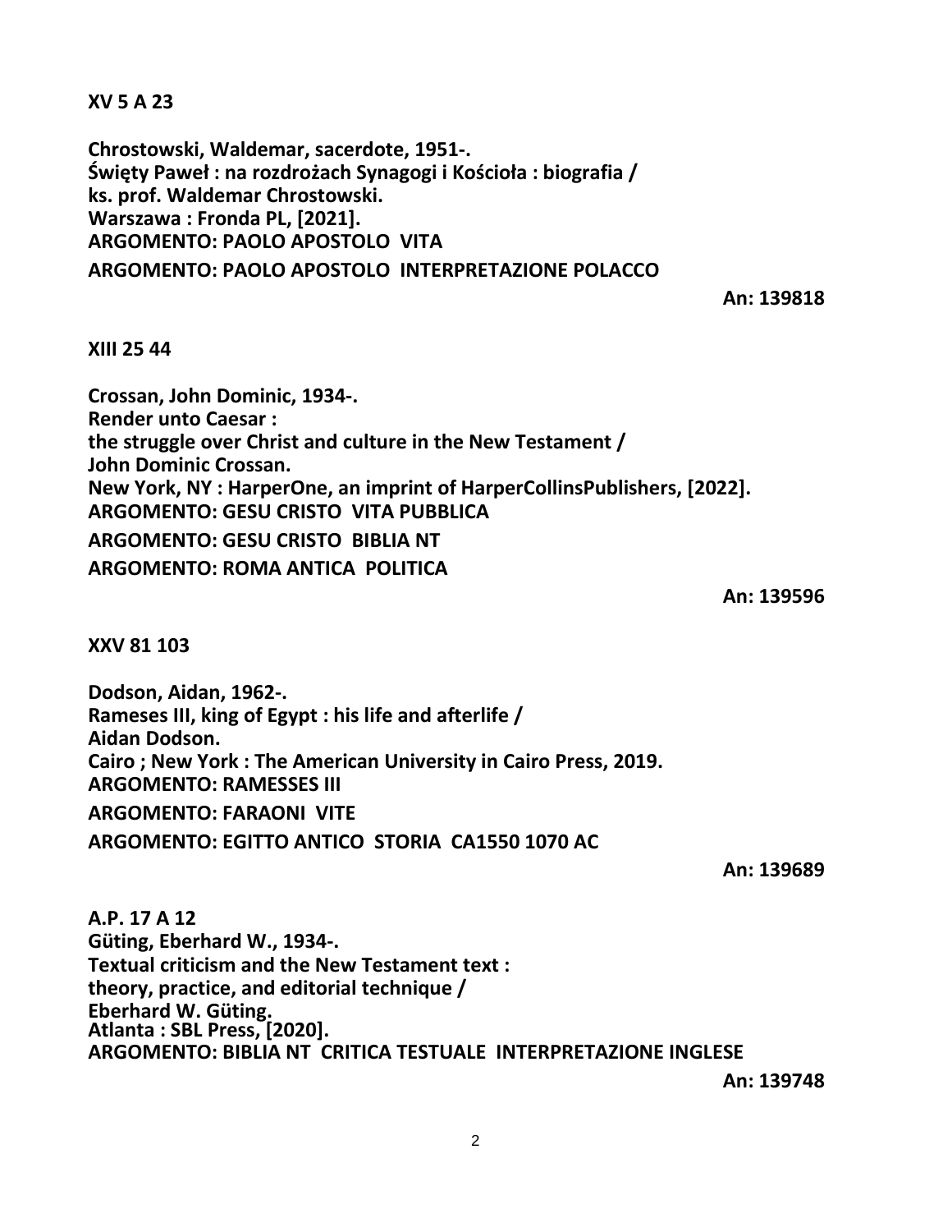**XV 5 A 23**

**Chrostowski, Waldemar, sacerdote, 1951-.**
**Święty Paweł : na rozdrożach Synagogi i Kościoła : biografia /**
**ks. prof. Waldemar Chrostowski.**
**Warszawa : Fronda PL, [2021].**
**ARGOMENTO: PAOLO APOSTOLO VITA**
**ARGOMENTO: PAOLO APOSTOLO INTERPRETAZIONE POLACCO**

**An: 139818**

**XIII 25 44**

**Crossan, John Dominic, 1934-.**
**Render unto Caesar :**
**the struggle over Christ and culture in the New Testament /**
**John Dominic Crossan.**
**New York, NY : HarperOne, an imprint of HarperCollinsPublishers, [2022].**
**ARGOMENTO: GESU CRISTO VITA PUBBLICA**
**ARGOMENTO: GESU CRISTO BIBLIA NT**
**ARGOMENTO: ROMA ANTICA POLITICA**

**An: 139596**

**XXV 81 103**

**Dodson, Aidan, 1962-.**
**Rameses III, king of Egypt : his life and afterlife /**
**Aidan Dodson.**
**Cairo ; New York : The American University in Cairo Press, 2019.**
**ARGOMENTO: RAMESSES III**
**ARGOMENTO: FARAONI VITE**
**ARGOMENTO: EGITTO ANTICO STORIA CA1550 1070 AC**

**An: 139689**

**A.P. 17 A 12**
**Güting, Eberhard W., 1934-.**
**Textual criticism and the New Testament text :**
**theory, practice, and editorial technique /**
**Eberhard W. Güting.**
**Atlanta : SBL Press, [2020].**
**ARGOMENTO: BIBLIA NT CRITICA TESTUALE INTERPRETAZIONE INGLESE**

**An: 139748**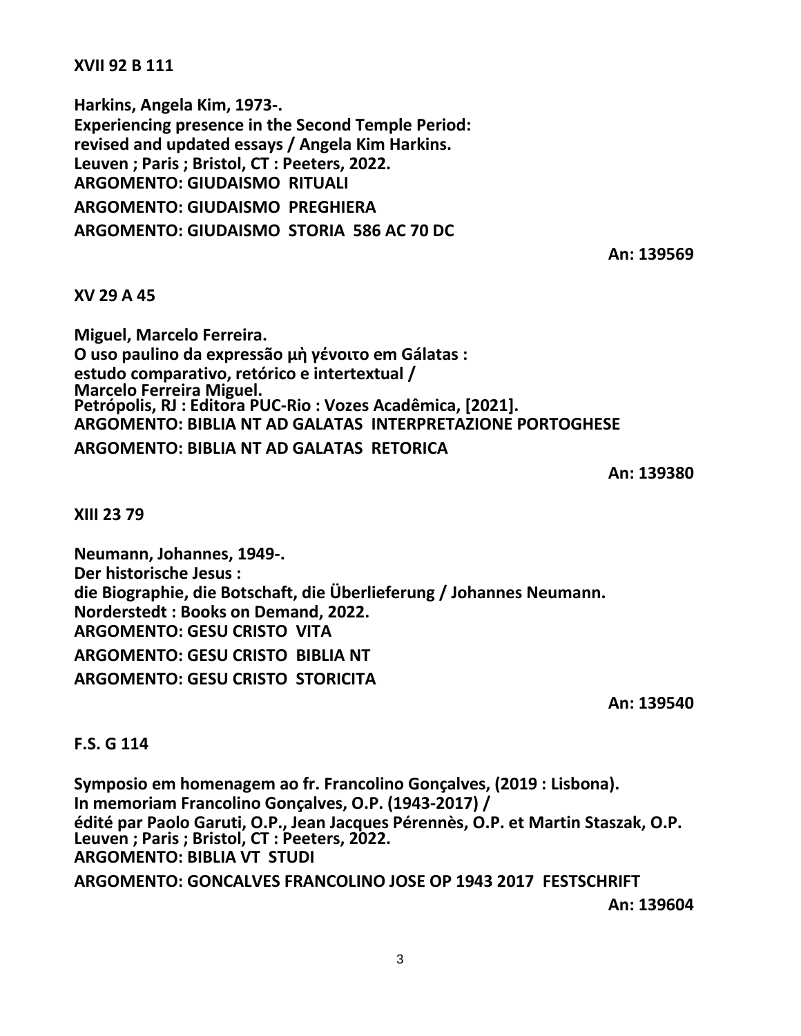**XVII 92 B 111**

**Harkins, Angela Kim, 1973-.**
**Experiencing presence in the Second Temple Period:**
**revised and updated essays / Angela Kim Harkins.**
**Leuven ; Paris ; Bristol, CT : Peeters, 2022.**
**ARGOMENTO: GIUDAISMO RITUALI**
**ARGOMENTO: GIUDAISMO PREGHIERA**
**ARGOMENTO: GIUDAISMO STORIA 586 AC 70 DC**

**An: 139569**

**XV 29 A 45**

**Miguel, Marcelo Ferreira.**
**O uso paulino da expressão μὴ γένοιτο em Gálatas :**
**estudo comparativo, retórico e intertextual /**
**Marcelo Ferreira Miguel.**
**Petrópolis, RJ : Editora PUC-Rio : Vozes Acadêmica, [2021].**
**ARGOMENTO: BIBLIA NT AD GALATAS INTERPRETAZIONE PORTOGHESE**
**ARGOMENTO: BIBLIA NT AD GALATAS RETORICA**

**An: 139380**

**XIII 23 79**

**Neumann, Johannes, 1949-.**
**Der historische Jesus :**
**die Biographie, die Botschaft, die Überlieferung / Johannes Neumann.**
**Norderstedt : Books on Demand, 2022.**
**ARGOMENTO: GESU CRISTO VITA**
**ARGOMENTO: GESU CRISTO BIBLIA NT**
**ARGOMENTO: GESU CRISTO STORICITA**

**An: 139540**

**F.S. G 114**

**Symposio em homenagem ao fr. Francolino Gonçalves, (2019 : Lisbona).**
**In memoriam Francolino Gonçalves, O.P. (1943-2017) /**
**édité par Paolo Garuti, O.P., Jean Jacques Pérennès, O.P. et Martin Staszak, O.P.**
**Leuven ; Paris ; Bristol, CT : Peeters, 2022.**
**ARGOMENTO: BIBLIA VT STUDI**
**ARGOMENTO: GONCALVES FRANCOLINO JOSE OP 1943 2017 FESTSCHRIFT**

**An: 139604**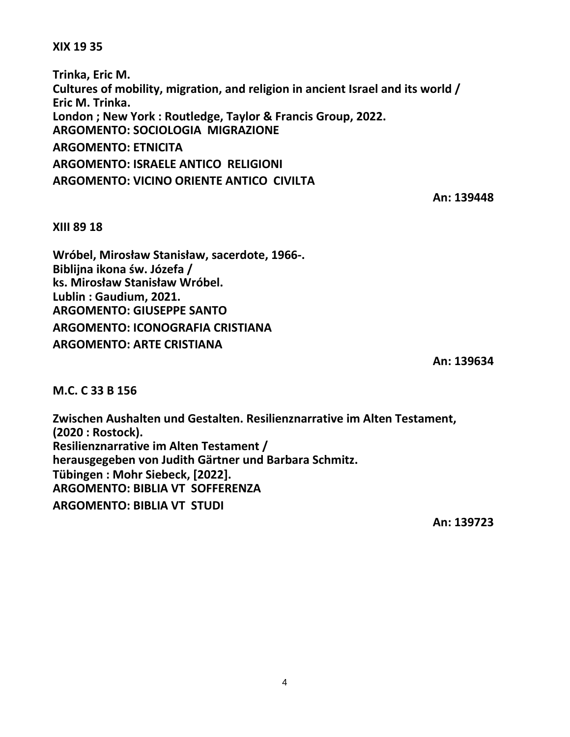**XIX 19 35**

**Trinka, Eric M.**
**Cultures of mobility, migration, and religion in ancient Israel and its world /**
**Eric M. Trinka.**
**London ; New York : Routledge, Taylor & Francis Group, 2022.**
**ARGOMENTO: SOCIOLOGIA MIGRAZIONE**
**ARGOMENTO: ETNICITA**
**ARGOMENTO: ISRAELE ANTICO RELIGIONI**
**ARGOMENTO: VICINO ORIENTE ANTICO CIVILTA**

**An: 139448**

**XIII 89 18**

**Wróbel, Mirosław Stanisław, sacerdote, 1966-.**
**Biblijna ikona św. Józefa /**
**ks. Mirosław Stanisław Wróbel.**
**Lublin : Gaudium, 2021.**
**ARGOMENTO: GIUSEPPE SANTO**
**ARGOMENTO: ICONOGRAFIA CRISTIANA**
**ARGOMENTO: ARTE CRISTIANA**

**An: 139634**

**M.C. C 33 B 156**

**Zwischen Aushalten und Gestalten. Resilienznarrative im Alten Testament,**
**(2020 : Rostock).**
**Resilienznarrative im Alten Testament /**
**herausgegeben von Judith Gärtner und Barbara Schmitz.**
**Tübingen : Mohr Siebeck, [2022].**
**ARGOMENTO: BIBLIA VT SOFFERENZA**
**ARGOMENTO: BIBLIA VT STUDI**

**An: 139723**